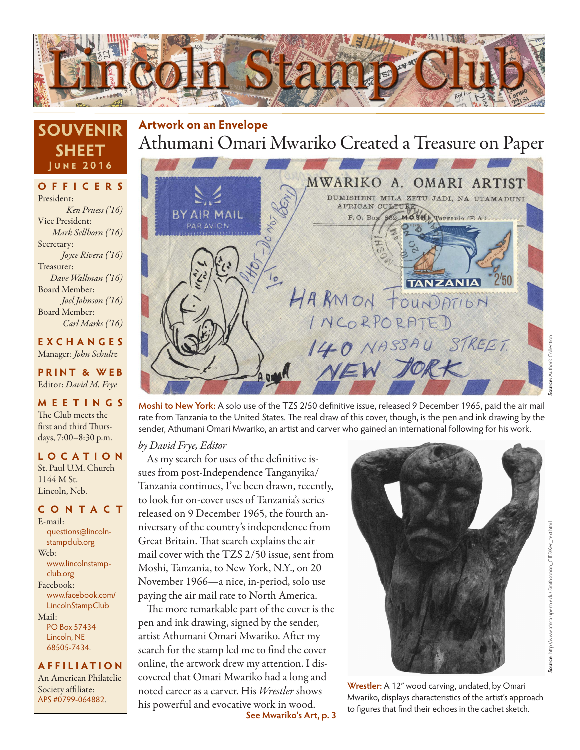# Lincoln Stamp Club

## SOUVENIR SHEET
**June 2016**

**OFFICERS**

President:
*Ken Pruess ('16)*
Vice President:
*Mark Sellhorn ('16)*
Secretary:
*Joyce Rivera ('16)*
Treasurer:
*Dave Wallman ('16)*
Board Member:
*Joel Johnson ('16)*
Board Member:
*Carl Marks ('16)*

**EXCHANGES**

Manager: *John Schultz*

**PRINT & WEB**

Editor: *David M. Frye*

**MEETINGS**

The Club meets the first and third Thursdays, 7:00–8:30 p.m.

**LOCATION**

St. Paul U.M. Church
1144 M St.
Lincoln, Neb.

**CONTACT**

E-mail:
questions@lincolnstampclub.org
Web:
www.lincolnstampclub.org
Facebook:
www.facebook.com/LincolnStampClub
Mail:
PO Box 57434
Lincoln, NE
68505-7434.

**AFFILIATION**

An American Philatelic Society affiliate:
APS #0799-064882.

## Artwork on an Envelope

# Athumani Omari Mwariko Created a Treasure on Paper

**Moshi to New York:** A solo use of the TZS 2/50 definitive issue, released 9 December 1965, paid the air mail rate from Tanzania to the United States. The real draw of this cover, though, is the pen and ink drawing by the sender, Athumani Omari Mwariko, an artist and carver who gained an international following for his work.

**Source:** Author's Collection

*by David Frye, Editor*

As my search for uses of the definitive issues from post-Independence Tanganyika/Tanzania continues, I've been drawn, recently, to look for on-cover uses of Tanzania's series released on 9 December 1965, the fourth anniversary of the country's independence from Great Britain. That search explains the air mail cover with the TZS 2/50 issue, sent from Moshi, Tanzania, to New York, N.Y., on 20 November 1966—a nice, in-period, solo use paying the air mail rate to North America.

The more remarkable part of the cover is the pen and ink drawing, signed by the sender, artist Athumani Omari Mwariko. After my search for the stamp led me to find the cover online, the artwork drew my attention. I discovered that Omari Mwariko had a long and noted career as a carver. His *Wrestler* shows his powerful and evocative work in wood.

**See Mwariko's Art, p. 3**

**Wrestler:** A 12″ wood carving, undated, by Omari Mwariko, displays characteristics of the artist's approach to figures that find their echoes in the cachet sketch.

**Source:** http://www.africa.upenn.edu/Smithsonian_CIFS/Ken_text.html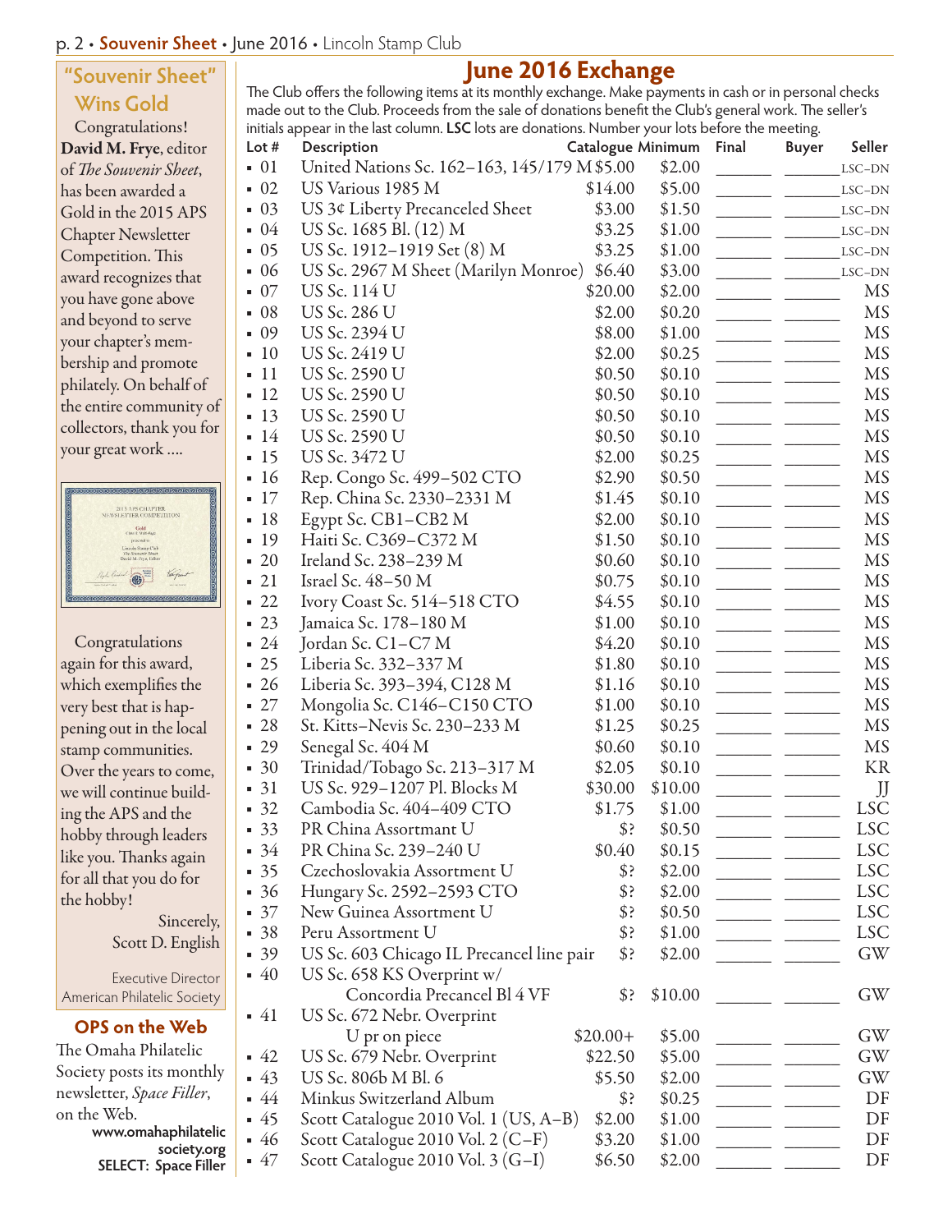## "Souvenir Sheet" Wins Gold

Congratulations! **David M. Frye**, editor of *The Souvenir Sheet*, has been awarded a Gold in the 2015 APS Chapter Newsletter Competition. This award recognizes that you have gone above and beyond to serve your chapter's membership and promote philately. On behalf of the entire community of collectors, thank you for your great work ....

Congratulations again for this award, which exemplifies the very best that is happening out in the local stamp communities. Over the years to come, we will continue building the APS and the hobby through leaders like you. Thanks again for all that you do for the hobby!

Sincerely,
Scott D. English

Executive Director
American Philatelic Society

## OPS on the Web

The Omaha Philatelic Society posts its monthly newsletter, *Space Filler*, on the Web.

**www.omahaphilatelic society.org**
**SELECT: Space Filler**

# June 2016 Exchange

The Club offers the following items at its monthly exchange. Make payments in cash or in personal checks made out to the Club. Proceeds from the sale of donations benefit the Club's general work. The seller's initials appear in the last column. **LSC** lots are donations. Number your lots before the meeting.

| Lot # | Description | Catalogue | Minimum | Final | Buyer | Seller |
|---|---|---|---|---|---|---|
| 01 | United Nations Sc. 162–163, 145/179 M | $5.00 | $2.00 | ______ | ______ | LSC–DN |
| 02 | US Various 1985 M | $14.00 | $5.00 | ______ | ______ | LSC–DN |
| 03 | US 3¢ Liberty Precanceled Sheet | $3.00 | $1.50 | ______ | ______ | LSC–DN |
| 04 | US Sc. 1685 Bl. (12) M | $3.25 | $1.00 | ______ | ______ | LSC–DN |
| 05 | US Sc. 1912–1919 Set (8) M | $3.25 | $1.00 | ______ | ______ | LSC–DN |
| 06 | US Sc. 2967 M Sheet (Marilyn Monroe) | $6.40 | $3.00 | ______ | ______ | LSC–DN |
| 07 | US Sc. 114 U | $20.00 | $2.00 | ______ | ______ | MS |
| 08 | US Sc. 286 U | $2.00 | $0.20 | ______ | ______ | MS |
| 09 | US Sc. 2394 U | $8.00 | $1.00 | ______ | ______ | MS |
| 10 | US Sc. 2419 U | $2.00 | $0.25 | ______ | ______ | MS |
| 11 | US Sc. 2590 U | $0.50 | $0.10 | ______ | ______ | MS |
| 12 | US Sc. 2590 U | $0.50 | $0.10 | ______ | ______ | MS |
| 13 | US Sc. 2590 U | $0.50 | $0.10 | ______ | ______ | MS |
| 14 | US Sc. 2590 U | $0.50 | $0.10 | ______ | ______ | MS |
| 15 | US Sc. 3472 U | $2.00 | $0.25 | ______ | ______ | MS |
| 16 | Rep. Congo Sc. 499–502 CTO | $2.90 | $0.50 | ______ | ______ | MS |
| 17 | Rep. China Sc. 2330–2331 M | $1.45 | $0.10 | ______ | ______ | MS |
| 18 | Egypt Sc. CB1–CB2 M | $2.00 | $0.10 | ______ | ______ | MS |
| 19 | Haiti Sc. C369–C372 M | $1.50 | $0.10 | ______ | ______ | MS |
| 20 | Ireland Sc. 238–239 M | $0.60 | $0.10 | ______ | ______ | MS |
| 21 | Israel Sc. 48–50 M | $0.75 | $0.10 | ______ | ______ | MS |
| 22 | Ivory Coast Sc. 514–518 CTO | $4.55 | $0.10 | ______ | ______ | MS |
| 23 | Jamaica Sc. 178–180 M | $1.00 | $0.10 | ______ | ______ | MS |
| 24 | Jordan Sc. C1–C7 M | $4.20 | $0.10 | ______ | ______ | MS |
| 25 | Liberia Sc. 332–337 M | $1.80 | $0.10 | ______ | ______ | MS |
| 26 | Liberia Sc. 393–394, C128 M | $1.16 | $0.10 | ______ | ______ | MS |
| 27 | Mongolia Sc. C146–C150 CTO | $1.00 | $0.10 | ______ | ______ | MS |
| 28 | St. Kitts–Nevis Sc. 230–233 M | $1.25 | $0.25 | ______ | ______ | MS |
| 29 | Senegal Sc. 404 M | $0.60 | $0.10 | ______ | ______ | MS |
| 30 | Trinidad/Tobago Sc. 213–317 M | $2.05 | $0.10 | ______ | ______ | KR |
| 31 | US Sc. 929–1207 Pl. Blocks M | $30.00 | $10.00 | ______ | ______ | JJ |
| 32 | Cambodia Sc. 404–409 CTO | $1.75 | $1.00 | ______ | ______ | LSC |
| 33 | PR China Assortment U | $? | $0.50 | ______ | ______ | LSC |
| 34 | PR China Sc. 239–240 U | $0.40 | $0.15 | ______ | ______ | LSC |
| 35 | Czechoslovakia Assortment U | $? | $2.00 | ______ | ______ | LSC |
| 36 | Hungary Sc. 2592–2593 CTO | $? | $2.00 | ______ | ______ | LSC |
| 37 | New Guinea Assortment U | $? | $0.50 | ______ | ______ | LSC |
| 38 | Peru Assortment U | $? | $1.00 | ______ | ______ | LSC |
| 39 | US Sc. 603 Chicago IL Precancel line pair | $? | $2.00 | ______ | ______ | GW |
| 40 | US Sc. 658 KS Overprint w/ Concordia Precancel Bl 4 VF | $? | $10.00 | ______ | ______ | GW |
| 41 | US Sc. 672 Nebr. Overprint U pr on piece | $20.00+ | $5.00 | ______ | ______ | GW |
| 42 | US Sc. 679 Nebr. Overprint | $22.50 | $5.00 | ______ | ______ | GW |
| 43 | US Sc. 806b M Bl. 6 | $5.50 | $2.00 | ______ | ______ | GW |
| 44 | Minkus Switzerland Album | $? | $0.25 | ______ | ______ | DF |
| 45 | Scott Catalogue 2010 Vol. 1 (US, A–B) | $2.00 | $1.00 | ______ | ______ | DF |
| 46 | Scott Catalogue 2010 Vol. 2 (C–F) | $3.20 | $1.00 | ______ | ______ | DF |
| 47 | Scott Catalogue 2010 Vol. 3 (G–I) | $6.50 | $2.00 | ______ | ______ | DF |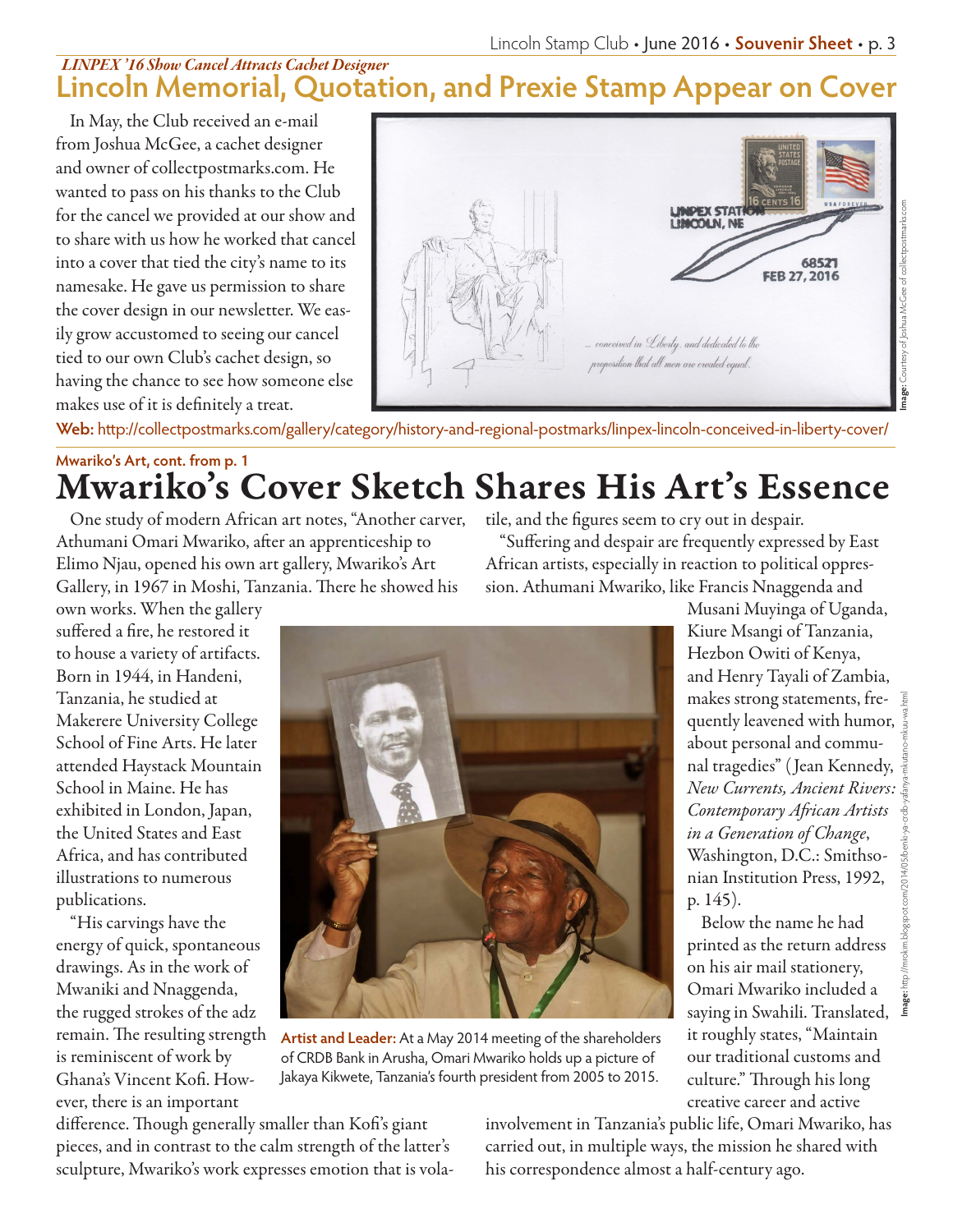*LINPEX '16 Show Cancel Attracts Cachet Designer*

## Lincoln Memorial, Quotation, and Prexie Stamp Appear on Cover

In May, the Club received an e-mail from Joshua McGee, a cachet designer and owner of collectpostmarks.com. He wanted to pass on his thanks to the Club for the cancel we provided at our show and to share with us how he worked that cancel into a cover that tied the city's name to its namesake. He gave us permission to share the cover design in our newsletter. We easily grow accustomed to seeing our cancel tied to our own Club's cachet design, so having the chance to see how someone else makes use of it is definitely a treat.

**Image:** Courtesy of Joshua McGee of collectpostmarks.com

**Web:** http://collectpostmarks.com/gallery/category/history-and-regional-postmarks/linpex-lincoln-conceived-in-liberty-cover/

**Mwariko's Art, cont. from p. 1**

## Mwariko's Cover Sketch Shares His Art's Essence

One study of modern African art notes, "Another carver, Athumani Omari Mwariko, after an apprenticeship to Elimo Njau, opened his own art gallery, Mwariko's Art Gallery, in 1967 in Moshi, Tanzania. There he showed his own works. When the gallery suffered a fire, he restored it to house a variety of artifacts. Born in 1944, in Handeni, Tanzania, he studied at Makerere University College School of Fine Arts. He later attended Haystack Mountain School in Maine. He has exhibited in London, Japan, the United States and East Africa, and has contributed illustrations to numerous publications.

"His carvings have the energy of quick, spontaneous drawings. As in the work of Mwaniki and Nnaggenda, the rugged strokes of the adz remain. The resulting strength is reminiscent of work by Ghana's Vincent Kofi. However, there is an important difference. Though generally smaller than Kofi's giant pieces, and in contrast to the calm strength of the latter's sculpture, Mwariko's work expresses emotion that is volatile, and the figures seem to cry out in despair.

"Suffering and despair are frequently expressed by East African artists, especially in reaction to political oppression. Athumani Mwariko, like Francis Nnaggenda and Musani Muyinga of Uganda, Kiure Msangi of Tanzania, Hezbon Owiti of Kenya, and Henry Tayali of Zambia, makes strong statements, frequently leavened with humor, about personal and communal tragedies" (Jean Kennedy, *New Currents, Ancient Rivers: Contemporary African Artists in a Generation of Change*, Washington, D.C.: Smithsonian Institution Press, 1992, p. 145).

**Artist and Leader:** At a May 2014 meeting of the shareholders of CRDB Bank in Arusha, Omari Mwariko holds up a picture of Jakaya Kikwete, Tanzania's fourth president from 2005 to 2015.

**Image:** http://mrokim.blogspot.com/2014/05/benki-ya-crdb-yafanya-mkutano-mkuu-wa.html

Below the name he had printed as the return address on his air mail stationery, Omari Mwariko included a saying in Swahili. Translated, it roughly states, "Maintain our traditional customs and culture." Through his long creative career and active involvement in Tanzania's public life, Omari Mwariko, has carried out, in multiple ways, the mission he shared with his correspondence almost a half-century ago.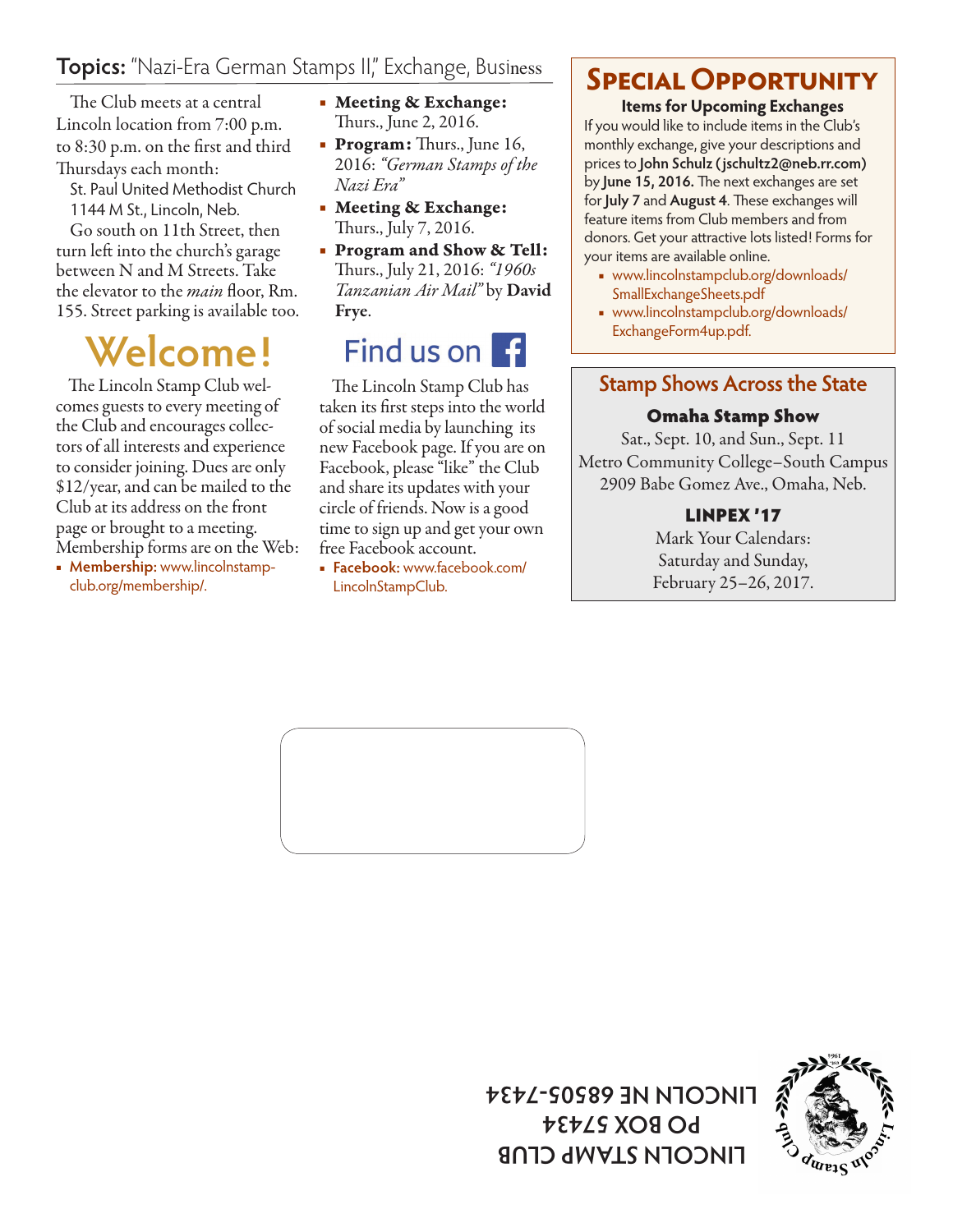**Topics:** "Nazi-Era German Stamps II," Exchange, Business

The Club meets at a central Lincoln location from 7:00 p.m. to 8:30 p.m. on the first and third Thursdays each month:

St. Paul United Methodist Church
1144 M St., Lincoln, Neb.

Go south on 11th Street, then turn left into the church's garage between N and M Streets. Take the elevator to the *main* floor, Rm. 155. Street parking is available too.

- **Meeting & Exchange:** Thurs., June 2, 2016.
- **Program:** Thurs., June 16, 2016: *"German Stamps of the Nazi Era"*
- **Meeting & Exchange:** Thurs., July 7, 2016.
- **Program and Show & Tell:** Thurs., July 21, 2016: *"1960s Tanzanian Air Mail"* by **David Frye**.

# Welcome!

The Lincoln Stamp Club welcomes guests to every meeting of the Club and encourages collectors of all interests and experience to consider joining. Dues are only $12/year, and can be mailed to the Club at its address on the front page or brought to a meeting. Membership forms are on the Web:

- **Membership:** www.lincolnstamp-club.org/membership/.

# Find us on Facebook

The Lincoln Stamp Club has taken its first steps into the world of social media by launching its new Facebook page. If you are on Facebook, please "like" the Club and share its updates with your circle of friends. Now is a good time to sign up and get your own free Facebook account.

- **Facebook:** www.facebook.com/LincolnStampClub.

## Special Opportunity

**Items for Upcoming Exchanges**

If you would like to include items in the Club's monthly exchange, give your descriptions and prices to **John Schulz (jschultz2@neb.rr.com)** by **June 15, 2016.** The next exchanges are set for **July 7** and **August 4**. These exchanges will feature items from Club members and from donors. Get your attractive lots listed! Forms for your items are available online.

- www.lincolnstampclub.org/downloads/SmallExchangeSheets.pdf
- www.lincolnstampclub.org/downloads/ExchangeForm4up.pdf.

## Stamp Shows Across the State

### Omaha Stamp Show

Sat., Sept. 10, and Sun., Sept. 11
Metro Community College–South Campus
2909 Babe Gomez Ave., Omaha, Neb.

### LINPEX '17

Mark Your Calendars:
Saturday and Sunday,
February 25–26, 2017.

LINCOLN STAMP CLUB
PO BOX 57434
LINCOLN NE 68505-7434